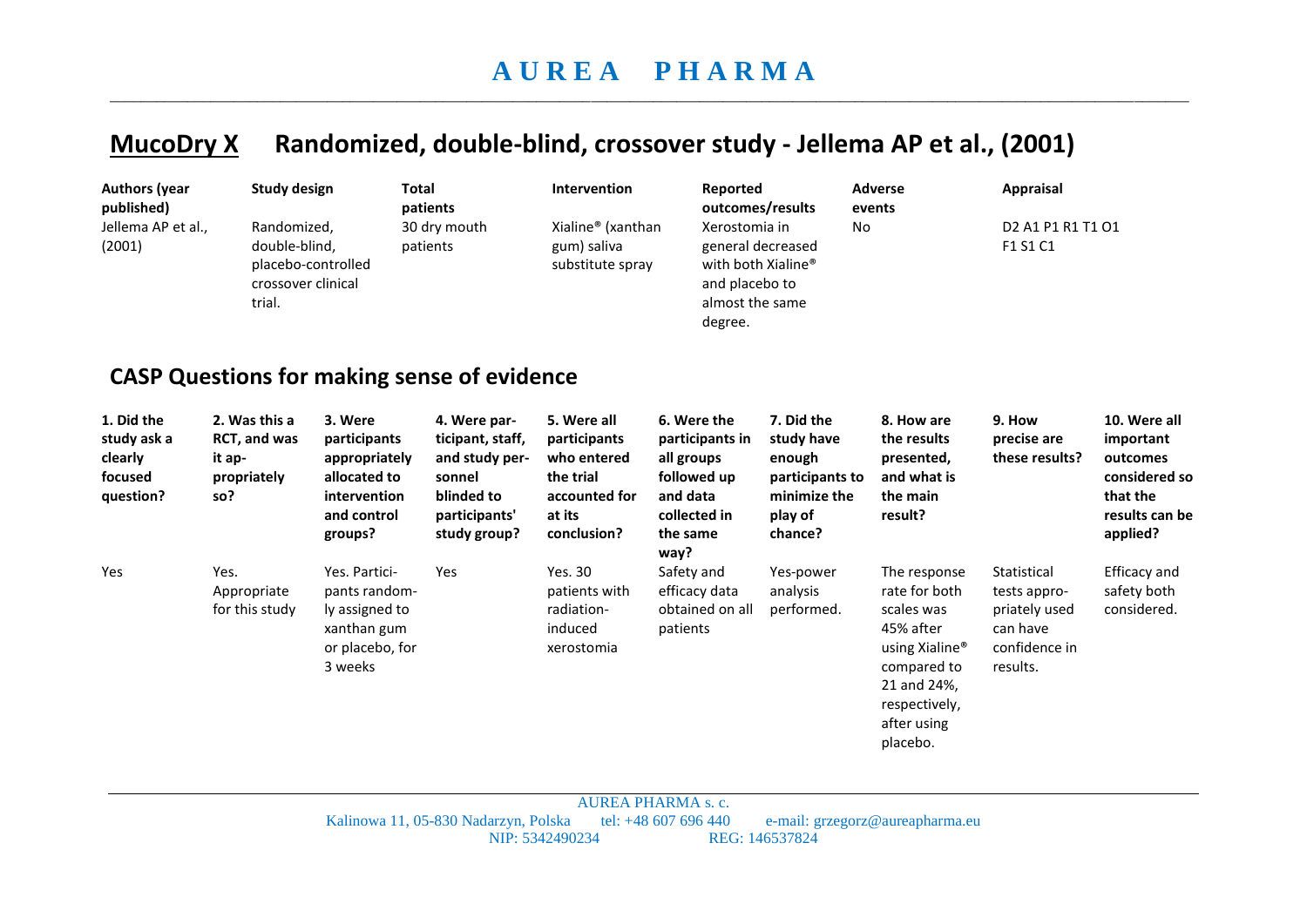# A U R E A   P H A R M A

## MucoDry X   Randomized, double-blind, crossover study - Jellema AP et al., (2001)

| Authors (year published) | Study design | Total patients | Intervention | Reported outcomes/results | Adverse events | Appraisal |
|---|---|---|---|---|---|---|
| Jellema AP et al., (2001) | Randomized, double-blind, placebo-controlled crossover clinical trial. | 30 dry mouth patients | Xialine® (xanthan gum) saliva substitute spray | Xerostomia in general decreased with both Xialine® and placebo to almost the same degree. | No | D2 A1 P1 R1 T1 O1 F1 S1 C1 |

## CASP Questions for making sense of evidence

| 1. Did the study ask a clearly focused question? | 2. Was this a RCT, and was it appropriately so? | 3. Were participants appropriately allocated to intervention and control groups? | 4. Were participant, staff, and study personnel blinded to participants' study group? | 5. Were all participants who entered the trial accounted for at its conclusion? | 6. Were the participants in all groups followed up and data collected in the same way? | 7. Did the study have enough participants to minimize the play of chance? | 8. How are the results presented, and what is the main result? | 9. How precise are these results? | 10. Were all important outcomes considered so that the results can be applied? |
|---|---|---|---|---|---|---|---|---|---|
| Yes | Yes. Appropriate for this study | Yes. Participants randomly assigned to xanthan gum or placebo, for 3 weeks | Yes | Yes. 30 patients with radiation-induced xerostomia | Safety and efficacy data obtained on all patients | Yes-power analysis performed. | The response rate for both scales was 45% after using Xialine® compared to 21 and 24%, respectively, after using placebo. | Statistical tests appropriately used can have confidence in results. | Efficacy and safety both considered. |

AUREA PHARMA s. c.
Kalinowa 11, 05-830 Nadarzyn, Polska tel: +48 607 696 440 e-mail: grzegorz@aureapharma.eu
NIP: 5342490234 REG: 146537824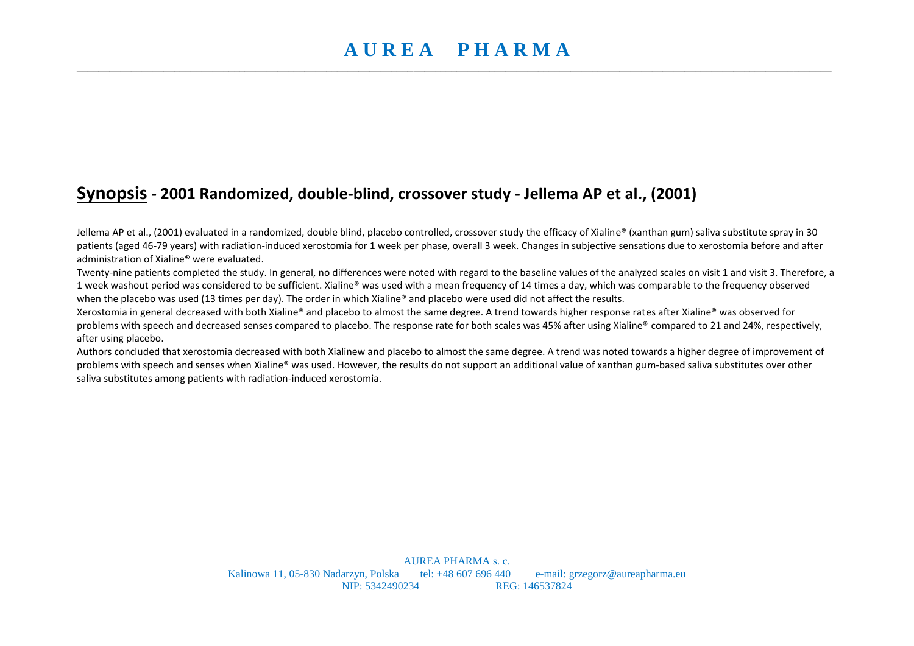## **Synopsis** - 2001 Randomized, double-blind, crossover study - Jellema AP et al., (2001)

Jellema AP et al., (2001) evaluated in a randomized, double blind, placebo controlled, crossover study the efficacy of Xialine® (xanthan gum) saliva substitute spray in 30 patients (aged 46-79 years) with radiation-induced xerostomia for 1 week per phase, overall 3 week. Changes in subjective sensations due to xerostomia before and after administration of Xialine® were evaluated.

Twenty-nine patients completed the study. In general, no differences were noted with regard to the baseline values of the analyzed scales on visit 1 and visit 3. Therefore, a 1 week washout period was considered to be sufficient. Xialine® was used with a mean frequency of 14 times a day, which was comparable to the frequency observed when the placebo was used (13 times per day). The order in which Xialine® and placebo were used did not affect the results.

Xerostomia in general decreased with both Xialine® and placebo to almost the same degree. A trend towards higher response rates after Xialine® was observed for problems with speech and decreased senses compared to placebo. The response rate for both scales was 45% after using Xialine® compared to 21 and 24%, respectively, after using placebo.

Authors concluded that xerostomia decreased with both Xialinew and placebo to almost the same degree. A trend was noted towards a higher degree of improvement of problems with speech and senses when Xialine® was used. However, the results do not support an additional value of xanthan gum-based saliva substitutes over other saliva substitutes among patients with radiation-induced xerostomia.